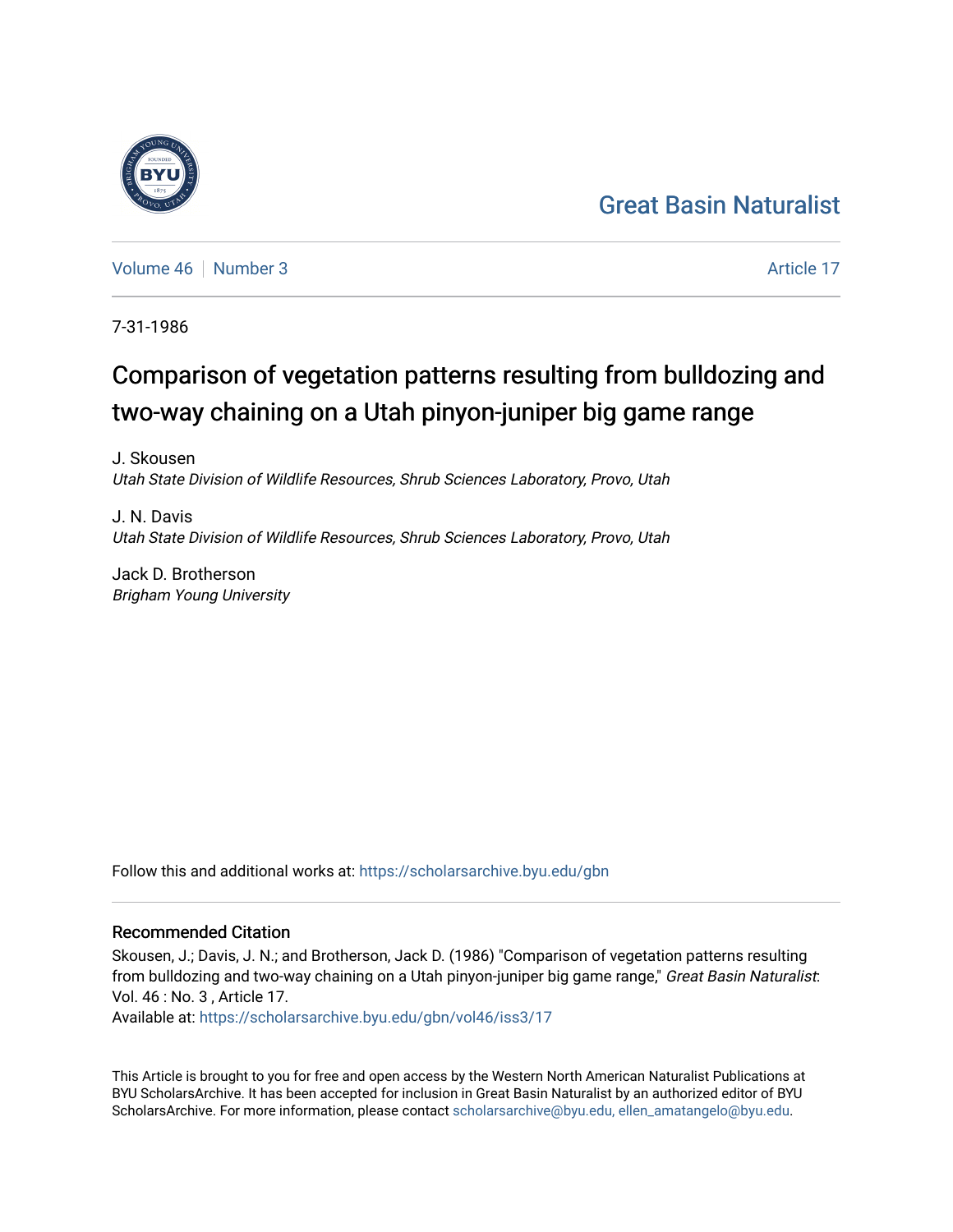Great Basin Naturalist

Volume 46 | Number 3 | Article 17

7-31-1986

# Comparison of vegetation patterns resulting from bulldozing and two-way chaining on a Utah pinyon-juniper big game range

J. Skousen
*Utah State Division of Wildlife Resources, Shrub Sciences Laboratory, Provo, Utah*

J. N. Davis
*Utah State Division of Wildlife Resources, Shrub Sciences Laboratory, Provo, Utah*

Jack D. Brotherson
*Brigham Young University*

Follow this and additional works at: https://scholarsarchive.byu.edu/gbn

## Recommended Citation

Skousen, J.; Davis, J. N.; and Brotherson, Jack D. (1986) "Comparison of vegetation patterns resulting from bulldozing and two-way chaining on a Utah pinyon-juniper big game range," *Great Basin Naturalist*: Vol. 46 : No. 3 , Article 17.
Available at: https://scholarsarchive.byu.edu/gbn/vol46/iss3/17

This Article is brought to you for free and open access by the Western North American Naturalist Publications at BYU ScholarsArchive. It has been accepted for inclusion in Great Basin Naturalist by an authorized editor of BYU ScholarsArchive. For more information, please contact scholarsarchive@byu.edu, ellen_amatangelo@byu.edu.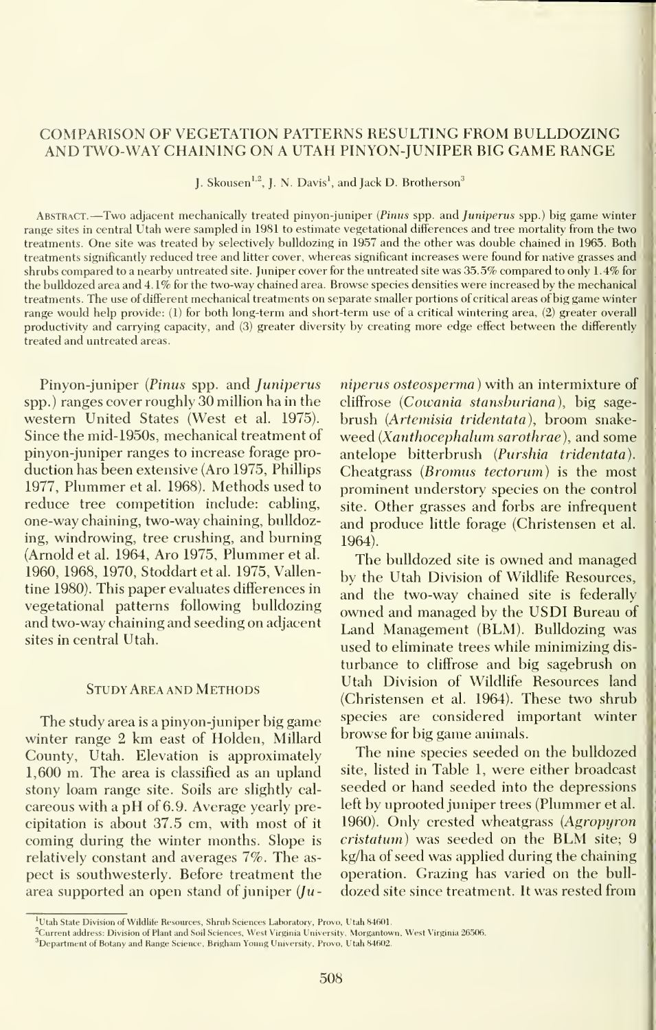# Comparison of Vegetation Patterns Resulting from Bulldozing and Two-Way Chaining on a Utah Pinyon-Juniper Big Game Range

J. Skousen[1,2], J. N. Davis[1], and Jack D. Brotherson[3]

Abstract.—Two adjacent mechanically treated pinyon-juniper (*Pinus* spp. and *Juniperus* spp.) big game winter range sites in central Utah were sampled in 1981 to estimate vegetational differences and tree mortality from the two treatments. One site was treated by selectively bulldozing in 1957 and the other was double chained in 1965. Both treatments significantly reduced tree and litter cover, whereas significant increases were found for native grasses and shrubs compared to a nearby untreated site. Juniper cover for the untreated site was 35.5% compared to only 1.4% for the bulldozed area and 4.1% for the two-way chained area. Browse species densities were increased by the mechanical treatments. The use of different mechanical treatments on separate smaller portions of critical areas of big game winter range would help provide: (1) for both long-term and short-term use of a critical wintering area, (2) greater overall productivity and carrying capacity, and (3) greater diversity by creating more edge effect between the differently treated and untreated areas.

Pinyon-juniper (*Pinus* spp. and *Juniperus* spp.) ranges cover roughly 30 million ha in the western United States (West et al. 1975). Since the mid-1950s, mechanical treatment of pinyon-juniper ranges to increase forage production has been extensive (Aro 1975, Phillips 1977, Plummer et al. 1968). Methods used to reduce tree competition include: cabling, one-way chaining, two-way chaining, bulldozing, windrowing, tree crushing, and burning (Arnold et al. 1964, Aro 1975, Plummer et al. 1960, 1968, 1970, Stoddart et al. 1975, Vallentine 1980). This paper evaluates differences in vegetational patterns following bulldozing and two-way chaining and seeding on adjacent sites in central Utah.

## Study Area and Methods

The study area is a pinyon-juniper big game winter range 2 km east of Holden, Millard County, Utah. Elevation is approximately 1,600 m. The area is classified as an upland stony loam range site. Soils are slightly calcareous with a pH of 6.9. Average yearly precipitation is about 37.5 cm, with most of it coming during the winter months. Slope is relatively constant and averages 7%. The aspect is southwesterly. Before treatment the area supported an open stand of juniper (*Juniperus osteosperma*) with an intermixture of cliffrose (*Cowania stansburiana*), big sagebrush (*Artemisia tridentata*), broom snakeweed (*Xanthocephalum sarothrae*), and some antelope bitterbrush (*Purshia tridentata*). Cheatgrass (*Bromus tectorum*) is the most prominent understory species on the control site. Other grasses and forbs are infrequent and produce little forage (Christensen et al. 1964).

The bulldozed site is owned and managed by the Utah Division of Wildlife Resources, and the two-way chained site is federally owned and managed by the USDI Bureau of Land Management (BLM). Bulldozing was used to eliminate trees while minimizing disturbance to cliffrose and big sagebrush on Utah Division of Wildlife Resources land (Christensen et al. 1964). These two shrub species are considered important winter browse for big game animals.

The nine species seeded on the bulldozed site, listed in Table 1, were either broadcast seeded or hand seeded into the depressions left by uprooted juniper trees (Plummer et al. 1960). Only crested wheatgrass (*Agropyron cristatum*) was seeded on the BLM site; 9 kg/ha of seed was applied during the chaining operation. Grazing has varied on the bulldozed site since treatment. It was rested from

[1]Utah State Division of Wildlife Resources, Shrub Sciences Laboratory, Provo, Utah 84601.

[2]Current address: Division of Plant and Soil Sciences, West Virginia University, Morgantown, West Virginia 26506.

[3]Department of Botany and Range Science, Brigham Young University, Provo, Utah 84602.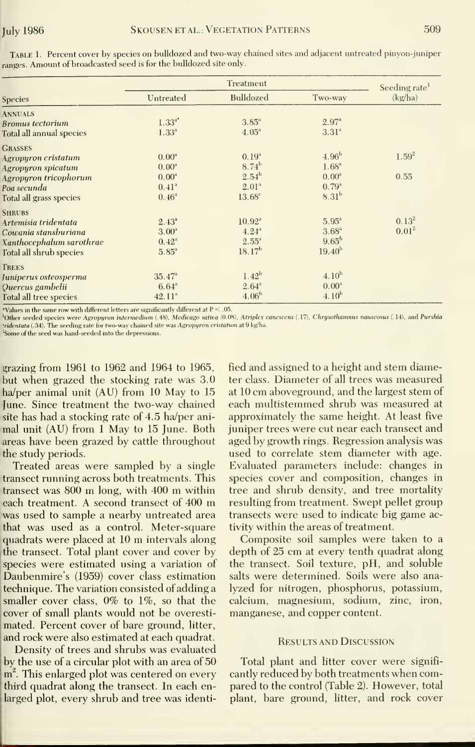TABLE 1. Percent cover by species on bulldozed and two-way chained sites and adjacent untreated pinyon-juniper ranges. Amount of broadcasted seed is for the bulldozed site only.

| Species | Treatment | | | Seeding rate[1] (kg/ha) |
|---|---|---|---|---|
| | Untreated | Bulldozed | Two-way | |
| ANNUALS | | | | |
| *Bromus tectorium* | 1.33[a*] | 3.85[a] | 2.97[a] | |
| Total all annual species | 1.33[a] | 4.05[a] | 3.31[a] | |
| GRASSES | | | | |
| *Agropyron cristatum* | 0.00[a] | 0.19[a] | 4.96[b] | 1.59[2] |
| *Agropyron spicatum* | 0.00[a] | 8.74[b] | 1.68[a] | |
| *Agropyron tricophorum* | 0.00[a] | 2.54[b] | 0.00[a] | 0.55 |
| *Poa secunda* | 0.41[a] | 2.01[a] | 0.79[a] | |
| Total all grass species | 0.46[a] | 13.68[c] | 8.31[b] | |
| SHRUBS | | | | |
| *Artemisia tridentata* | 2.43[a] | 10.92[a] | 5.95[a] | 0.13[2] |
| *Cowania stansburiana* | 3.00[a] | 4.24[a] | 3.68[a] | 0.01[2] |
| *Xanthocephalum sarothrae* | 0.42[a] | 2.55[a] | 9.65[b] | |
| Total all shrub species | 5.85[a] | 18.17[b] | 19.40[b] | |
| TREES | | | | |
| *Juniperus osteosperma* | 35.47[a] | 1.42[b] | 4.10[b] | |
| *Quercus gambelii* | 6.64[a] | 2.64[a] | 0.00[a] | |
| Total all tree species | 42.11[a] | 4.06[b] | 4.10[b] | |

*Values in the same row with different letters are significantly different at $P < .05$.

[1]Other seeded species were *Agropyron intermedium* (.48), *Medicago sativa* (0.08), *Atriplex canescens* (.17), *Chrysothamnus nauseosus* (.14), and *Purshia tridentata* (.34). The seeding rate for two-way chained site was *Agropyron cristatum* at 9 kg/ha.

[2]Some of the seed was hand-seeded into the depressions.

grazing from 1961 to 1962 and 1964 to 1965, but when grazed the stocking rate was 3.0 ha/per animal unit (AU) from 10 May to 15 June. Since treatment the two-way chained site has had a stocking rate of 4.5 ha/per animal unit (AU) from 1 May to 15 June. Both areas have been grazed by cattle throughout the study periods.

Treated areas were sampled by a single transect running across both treatments. This transect was 800 m long, with 400 m within each treatment. A second transect of 400 m was used to sample a nearby untreated area that was used as a control. Meter-square quadrats were placed at 10 m intervals along the transect. Total plant cover and cover by species were estimated using a variation of Daubenmire's (1959) cover class estimation technique. The variation consisted of adding a smaller cover class, 0% to 1%, so that the cover of small plants would not be overestimated. Percent cover of bare ground, litter, and rock were also estimated at each quadrat.

Density of trees and shrubs was evaluated by the use of a circular plot with an area of 50 m$^2$. This enlarged plot was centered on every third quadrat along the transect. In each enlarged plot, every shrub and tree was identified and assigned to a height and stem diameter class. Diameter of all trees was measured at 10 cm aboveground, and the largest stem of each multistemmed shrub was measured at approximately the same height. At least five juniper trees were cut near each transect and aged by growth rings. Regression analysis was used to correlate stem diameter with age. Evaluated parameters include: changes in species cover and composition, changes in tree and shrub density, and tree mortality resulting from treatment. Swept pellet group transects were used to indicate big game activity within the areas of treatment.

Composite soil samples were taken to a depth of 25 cm at every tenth quadrat along the transect. Soil texture, pH, and soluble salts were determined. Soils were also analyzed for nitrogen, phosphorus, potassium, calcium, magnesium, sodium, zinc, iron, manganese, and copper content.

## RESULTS AND DISCUSSION

Total plant and litter cover were significantly reduced by both treatments when compared to the control (Table 2). However, total plant, bare ground, litter, and rock cover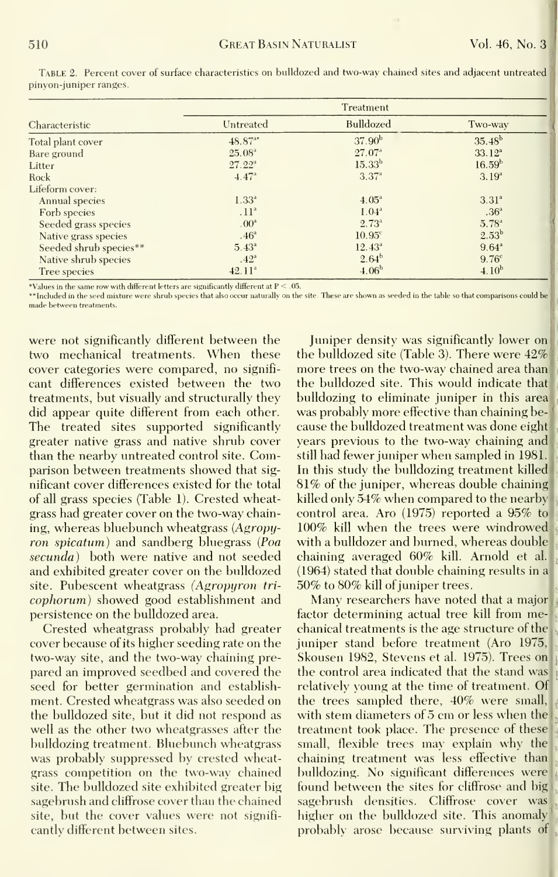TABLE 2. Percent cover of surface characteristics on bulldozed and two-way chained sites and adjacent untreated pinyon-juniper ranges.

| Characteristic | Treatment | | |
|---|---|---|---|
| | Untreated | Bulldozed | Two-way |
| Total plant cover | 48.87[a]* | 37.90[b] | 35.48[b] |
| Bare ground | 25.08[a] | 27.07[a] | 33.12[a] |
| Litter | 27.22[a] | 15.33[b] | 16.59[b] |
| Rock | 4.47[a] | 3.37[a] | 3.19[a] |
| Lifeform cover: | | | |
| Annual species | 1.33[a] | 4.05[a] | 3.31[a] |
| Forb species | .11[a] | 1.04[a] | .36[a] |
| Seeded grass species | .00[a] | 2.73[a] | 5.78[a] |
| Native grass species | .46[a] | 10.95[c] | 2.53[b] |
| Seeded shrub species** | 5.43[a] | 12.43[a] | 9.64[a] |
| Native shrub species | .42[a] | 2.64[b] | 9.76[c] |
| Tree species | 42.11[a] | 4.06[b] | 4.10[b] |

*Values in the same row with different letters are significantly different at $P < .05$.

**Included in the seed mixture were shrub species that also occur naturally on the site. These are shown as seeded in the table so that comparisons could be made between treatments.

were not significantly different between the two mechanical treatments. When these cover categories were compared, no significant differences existed between the two treatments, but visually and structurally they did appear quite different from each other. The treated sites supported significantly greater native grass and native shrub cover than the nearby untreated control site. Comparison between treatments showed that significant cover differences existed for the total of all grass species (Table 1). Crested wheatgrass had greater cover on the two-way chaining, whereas bluebunch wheatgrass (*Agropyron spicatum*) and sandberg bluegrass (*Poa secunda*) both were native and not seeded and exhibited greater cover on the bulldozed site. Pubescent wheatgrass (*Agropyron trichophorum*) showed good establishment and persistence on the bulldozed area.

Crested wheatgrass probably had greater cover because of its higher seeding rate on the two-way site, and the two-way chaining prepared an improved seedbed and covered the seed for better germination and establishment. Crested wheatgrass was also seeded on the bulldozed site, but it did not respond as well as the other two wheatgrasses after the bulldozing treatment. Bluebunch wheatgrass was probably suppressed by crested wheatgrass competition on the two-way chained site. The bulldozed site exhibited greater big sagebrush and cliffrose cover than the chained site, but the cover values were not significantly different between sites.

Juniper density was significantly lower on the bulldozed site (Table 3). There were 42% more trees on the two-way chained area than the bulldozed site. This would indicate that bulldozing to eliminate juniper in this area was probably more effective than chaining because the bulldozed treatment was done eight years previous to the two-way chaining and still had fewer juniper when sampled in 1981. In this study the bulldozing treatment killed 81% of the juniper, whereas double chaining killed only 54% when compared to the nearby control area. Aro (1975) reported a 95% to 100% kill when the trees were windrowed with a bulldozer and burned, whereas double chaining averaged 60% kill. Arnold et al. (1964) stated that double chaining results in a 50% to 80% kill of juniper trees.

Many researchers have noted that a major factor determining actual tree kill from mechanical treatments is the age structure of the juniper stand before treatment (Aro 1975, Skousen 1982, Stevens et al. 1975). Trees on the control area indicated that the stand was relatively young at the time of treatment. Of the trees sampled there, 40% were small, with stem diameters of 5 cm or less when the treatment took place. The presence of these small, flexible trees may explain why the chaining treatment was less effective than bulldozing. No significant differences were found between the sites for cliffrose and big sagebrush densities. Cliffrose cover was higher on the bulldozed site. This anomaly probably arose because surviving plants of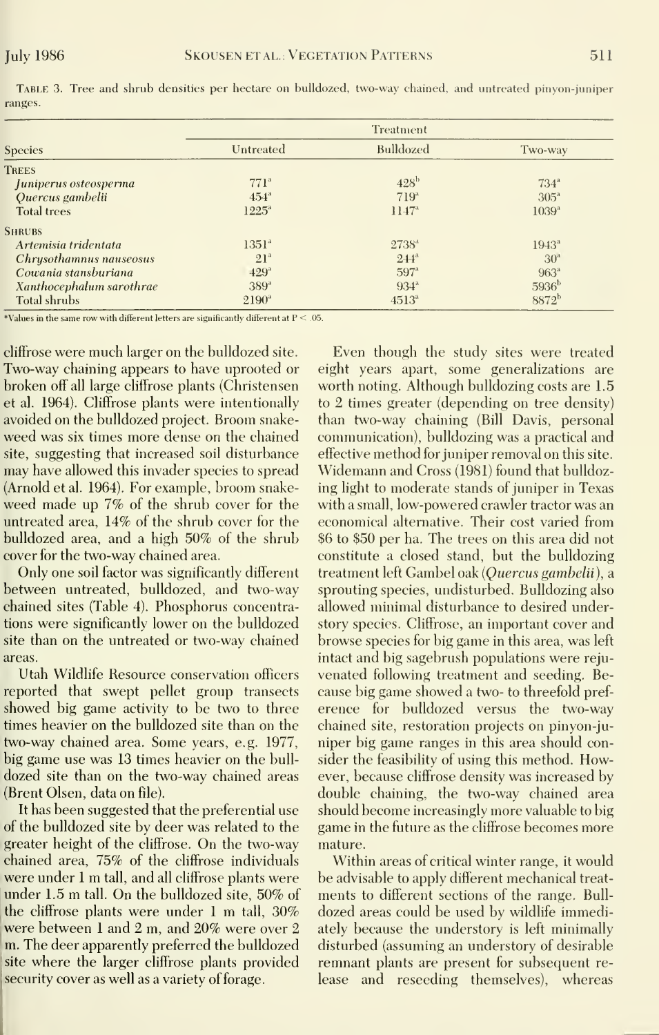TABLE 3. Tree and shrub densities per hectare on bulldozed, two-way chained, and untreated pinyon-juniper ranges.

| Species | Treatment | | |
|---|---|---|---|
| | Untreated | Bulldozed | Two-way |
| **TREES** | | | |
| *Juniperus osteosperma* | 771[a] | 428[b] | 734[a] |
| *Quercus gambelii* | 454[a] | 719[a] | 305[a] |
| Total trees | 1225[a] | 1147[a] | 1039[a] |
| **SHRUBS** | | | |
| *Artemisia tridentata* | 1351[a] | 2738[a] | 1943[a] |
| *Chrysothamnus nauseosus* | 21[a] | 244[a] | 30[a] |
| *Cowania stansburiana* | 429[a] | 597[a] | 963[a] |
| *Xanthocephalum sarothrae* | 389[a] | 934[a] | 5936[b] |
| Total shrubs | 2190[a] | 4513[a] | 8872[b] |

*Values in the same row with different letters are significantly different at $P < .05$.

cliffrose were much larger on the bulldozed site. Two-way chaining appears to have uprooted or broken off all large cliffrose plants (Christensen et al. 1964). Cliffrose plants were intentionally avoided on the bulldozed project. Broom snakeweed was six times more dense on the chained site, suggesting that increased soil disturbance may have allowed this invader species to spread (Arnold et al. 1964). For example, broom snakeweed made up 7% of the shrub cover for the untreated area, 14% of the shrub cover for the bulldozed area, and a high 50% of the shrub cover for the two-way chained area.

Only one soil factor was significantly different between untreated, bulldozed, and two-way chained sites (Table 4). Phosphorus concentrations were significantly lower on the bulldozed site than on the untreated or two-way chained areas.

Utah Wildlife Resource conservation officers reported that swept pellet group transects showed big game activity to be two to three times heavier on the bulldozed site than on the two-way chained area. Some years, e.g. 1977, big game use was 13 times heavier on the bulldozed site than on the two-way chained areas (Brent Olsen, data on file).

It has been suggested that the preferential use of the bulldozed site by deer was related to the greater height of the cliffrose. On the two-way chained area, 75% of the cliffrose individuals were under 1 m tall, and all cliffrose plants were under 1.5 m tall. On the bulldozed site, 50% of the cliffrose plants were under 1 m tall, 30% were between 1 and 2 m, and 20% were over 2 m. The deer apparently preferred the bulldozed site where the larger cliffrose plants provided security cover as well as a variety of forage.

Even though the study sites were treated eight years apart, some generalizations are worth noting. Although bulldozing costs are 1.5 to 2 times greater (depending on tree density) than two-way chaining (Bill Davis, personal communication), bulldozing was a practical and effective method for juniper removal on this site. Widemann and Cross (1981) found that bulldozing light to moderate stands of juniper in Texas with a small, low-powered crawler tractor was an economical alternative. Their cost varied from \$6 to \$50 per ha. The trees on this area did not constitute a closed stand, but the bulldozing treatment left Gambel oak (*Quercus gambelii*), a sprouting species, undisturbed. Bulldozing also allowed minimal disturbance to desired understory species. Cliffrose, an important cover and browse species for big game in this area, was left intact and big sagebrush populations were rejuvenated following treatment and seeding. Because big game showed a two- to threefold preference for bulldozed versus the two-way chained site, restoration projects on pinyon-juniper big game ranges in this area should consider the feasibility of using this method. However, because cliffrose density was increased by double chaining, the two-way chained area should become increasingly more valuable to big game in the future as the cliffrose becomes more mature.

Within areas of critical winter range, it would be advisable to apply different mechanical treatments to different sections of the range. Bulldozed areas could be used by wildlife immediately because the understory is left minimally disturbed (assuming an understory of desirable remnant plants are present for subsequent release and reseeding themselves), whereas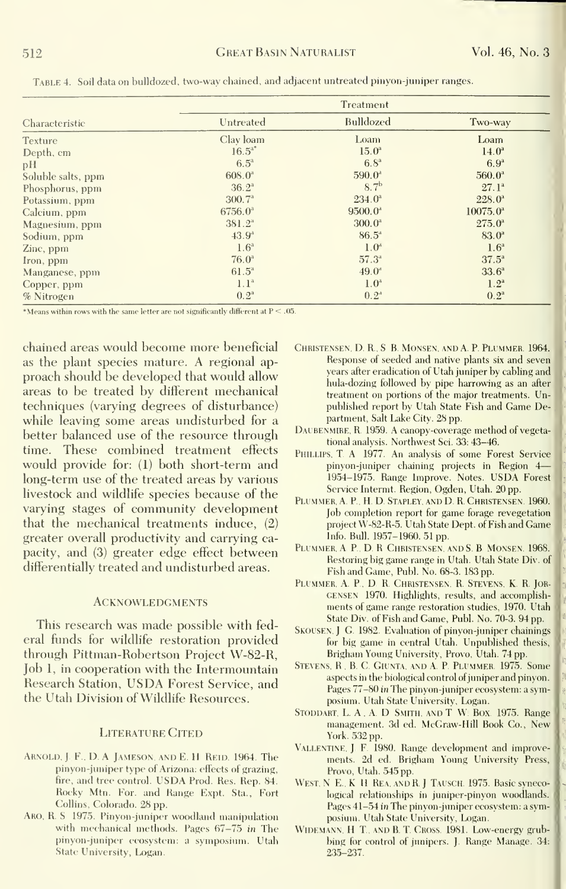Table 4. Soil data on bulldozed, two-way chained, and adjacent untreated pinyon-juniper ranges.

| Characteristic | Treatment | | |
|---|---|---|---|
| | Untreated | Bulldozed | Two-way |
| Texture | Clay loam | Loam | Loam |
| Depth, cm | 16.5[a*] | 15.0[a] | 14.0[a] |
| pH | 6.5[a] | 6.8[a] | 6.9[a] |
| Soluble salts, ppm | 608.0[a] | 590.0[a] | 560.0[a] |
| Phosphorus, ppm | 36.2[a] | 8.7[b] | 27.1[a] |
| Potassium, ppm | 300.7[a] | 234.0[a] | 228.0[a] |
| Calcium, ppm | 6756.0[a] | 9500.0[a] | 10075.0[a] |
| Magnesium, ppm | 381.2[a] | 300.0[a] | 275.0[a] |
| Sodium, ppm | 43.9[a] | 86.5[a] | 83.0[a] |
| Zinc, ppm | 1.6[a] | 1.0[a] | 1.6[a] |
| Iron, ppm | 76.0[a] | 57.3[a] | 37.5[a] |
| Manganese, ppm | 61.5[a] | 49.0[a] | 33.6[a] |
| Copper, ppm | 1.1[a] | 1.0[a] | 1.2[a] |
| % Nitrogen | 0.2[a] | 0.2[a] | 0.2[a] |

*Means within rows with the same letter are not significantly different at $P < .05$.

chained areas would become more beneficial as the plant species mature. A regional approach should be developed that would allow areas to be treated by different mechanical techniques (varying degrees of disturbance) while leaving some areas undisturbed for a better balanced use of the resource through time. These combined treatment effects would provide for: (1) both short-term and long-term use of the treated areas by various livestock and wildlife species because of the varying stages of community development that the mechanical treatments induce, (2) greater overall productivity and carrying capacity, and (3) greater edge effect between differentially treated and undisturbed areas.

## Acknowledgments

This research was made possible with federal funds for wildlife restoration provided through Pittman-Robertson Project W-82-R, Job 1, in cooperation with the Intermountain Research Station, USDA Forest Service, and the Utah Division of Wildlife Resources.

## Literature Cited

Arnold, J. F., D. A. Jameson, and E. H. Reid. 1964. The pinyon-juniper type of Arizona: effects of grazing, fire, and tree control. USDA Prod. Res. Rep. 84. Rocky Mtn. For. and Range Expt. Sta., Fort Collins, Colorado. 28 pp.

Aro, R. S. 1975. Pinyon-juniper woodland manipulation with mechanical methods. Pages 67–75 *in* The pinyon-juniper ecosystem: a symposium. Utah State University, Logan.

Christensen, D. R., S. B. Monsen, and A. P. Plummer. 1964. Response of seeded and native plants six and seven years after eradication of Utah juniper by cabling and hula-dozing followed by pipe harrowing as an after treatment on portions of the major treatments. Unpublished report by Utah State Fish and Game Department, Salt Lake City. 28 pp.

Daubenmire, R. 1959. A canopy-coverage method of vegetational analysis. Northwest Sci. 33: 43–46.

Phillips, T. A. 1977. An analysis of some Forest Service pinyon-juniper chaining projects in Region 4—1954–1975. Range Improve. Notes. USDA Forest Service Intermt. Region, Ogden, Utah. 20 pp.

Plummer, A. P., H. D. Stapley, and D. R. Christensen. 1960. Job completion report for game forage revegetation project W-82-R-5. Utah State Dept. of Fish and Game Info. Bull. 1957–1960. 51 pp.

Plummer, A. P., D. R. Christensen, and S. B. Monsen. 1968. Restoring big game range in Utah. Utah State Div. of Fish and Game, Publ. No. 68-3. 183 pp.

Plummer, A. P., D. R. Christensen, R. Stevens, K. R. Jorgensen. 1970. Highlights, results, and accomplishments of game range restoration studies, 1970. Utah State Div. of Fish and Game, Publ. No. 70-3. 94 pp.

Skousen, J. G. 1982. Evaluation of pinyon-juniper chainings for big game in central Utah. Unpublished thesis, Brigham Young University, Provo, Utah. 74 pp.

Stevens, R., B. C. Giunta, and A. P. Plummer. 1975. Some aspects in the biological control of juniper and pinyon. Pages 77–80 *in* The pinyon-juniper ecosystem: a symposium. Utah State University, Logan.

Stoddart, L. A., A. D. Smith, and T. W. Box. 1975. Range management. 3d ed. McGraw-Hill Book Co., New York. 532 pp.

Vallentine, J. F. 1980. Range development and improvements. 2d ed. Brigham Young University Press, Provo, Utah. 545 pp.

West, N. E., K. H. Rea, and R. J. Tausch. 1975. Basic synecological relationships in juniper-pinyon woodlands. Pages 41–54 *in* The pinyon-juniper ecosystem: a symposium. Utah State University, Logan.

Wiedemann, H. T., and B. T. Cross. 1981. Low-energy grubbing for control of junipers. J. Range Manage. 34: 235–237.